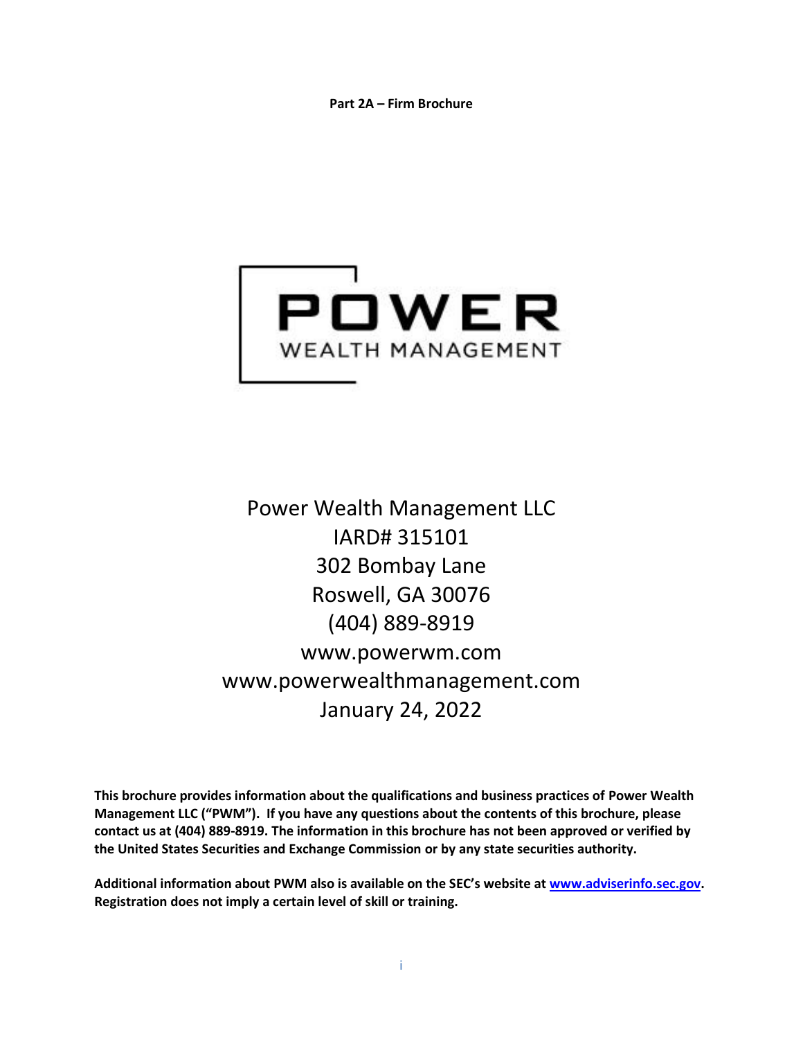**Part 2A – Firm Brochure**

POWER
WEALTH MANAGEMENT

Power Wealth Management LLC
IARD# 315101
302 Bombay Lane
Roswell, GA 30076
(404) 889-8919
www.powerwm.com
www.powerwealthmanagement.com
January 24, 2022

**This brochure provides information about the qualifications and business practices of Power Wealth Management LLC ("PWM"). If you have any questions about the contents of this brochure, please contact us at (404) 889-8919. The information in this brochure has not been approved or verified by the United States Securities and Exchange Commission or by any state securities authority.**

**Additional information about PWM also is available on the SEC's website at [www.adviserinfo.sec.gov](http://www.adviserinfo.sec.gov). Registration does not imply a certain level of skill or training.**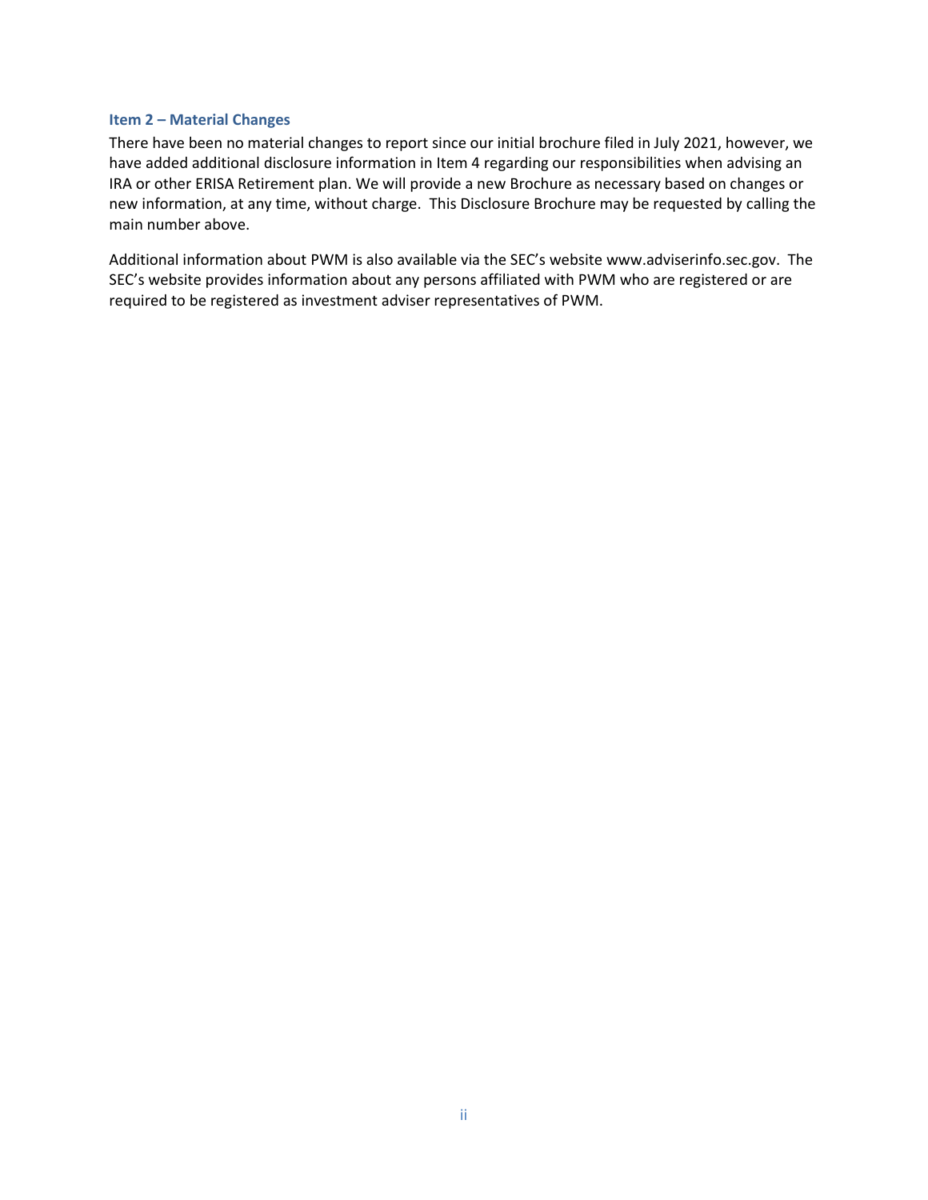## Item 2 – Material Changes

There have been no material changes to report since our initial brochure filed in July 2021, however, we have added additional disclosure information in Item 4 regarding our responsibilities when advising an IRA or other ERISA Retirement plan. We will provide a new Brochure as necessary based on changes or new information, at any time, without charge.  This Disclosure Brochure may be requested by calling the main number above.

Additional information about PWM is also available via the SEC's website www.adviserinfo.sec.gov.  The SEC's website provides information about any persons affiliated with PWM who are registered or are required to be registered as investment adviser representatives of PWM.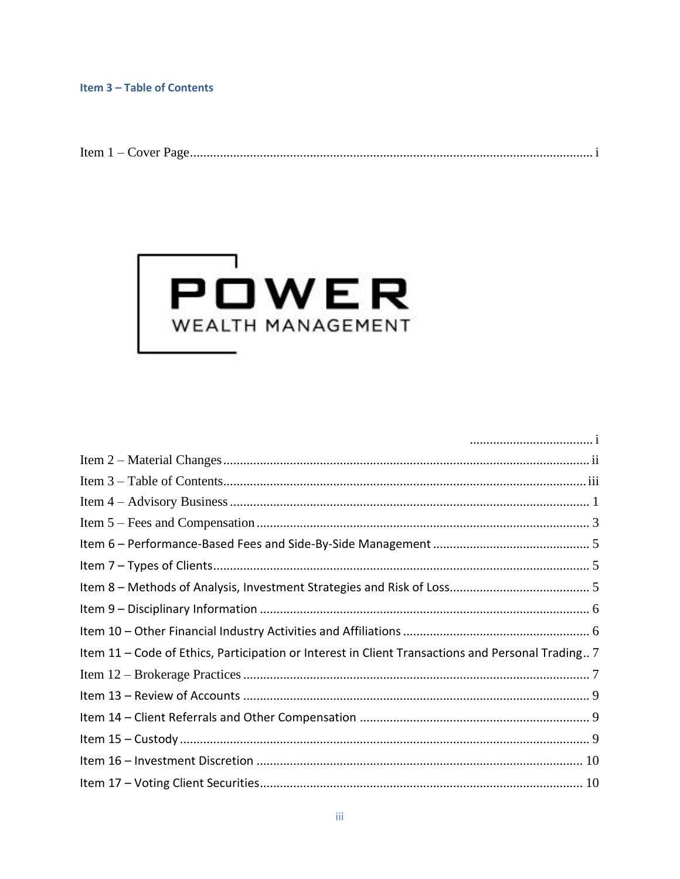## Item 3 – Table of Contents

Item 1 – Cover Page ........................................................................................................................ i

..................................... i

Item 2 – Material Changes ............................................................................................................ ii

Item 3 – Table of Contents ........................................................................................................... iii

Item 4 – Advisory Business ............................................................................................................ 1

Item 5 – Fees and Compensation .................................................................................................. 3

Item 6 – Performance-Based Fees and Side-By-Side Management ............................................... 5

Item 7 – Types of Clients ................................................................................................................ 5

Item 8 – Methods of Analysis, Investment Strategies and Risk of Loss .......................................... 5

Item 9 – Disciplinary Information .................................................................................................. 6

Item 10 – Other Financial Industry Activities and Affiliations ....................................................... 6

Item 11 – Code of Ethics, Participation or Interest in Client Transactions and Personal Trading .. 7

Item 12 – Brokerage Practices ........................................................................................................ 7

Item 13 – Review of Accounts ........................................................................................................ 9

Item 14 – Client Referrals and Other Compensation ..................................................................... 9

Item 15 – Custody ........................................................................................................................... 9

Item 16 – Investment Discretion .................................................................................................. 10

Item 17 – Voting Client Securities ................................................................................................. 10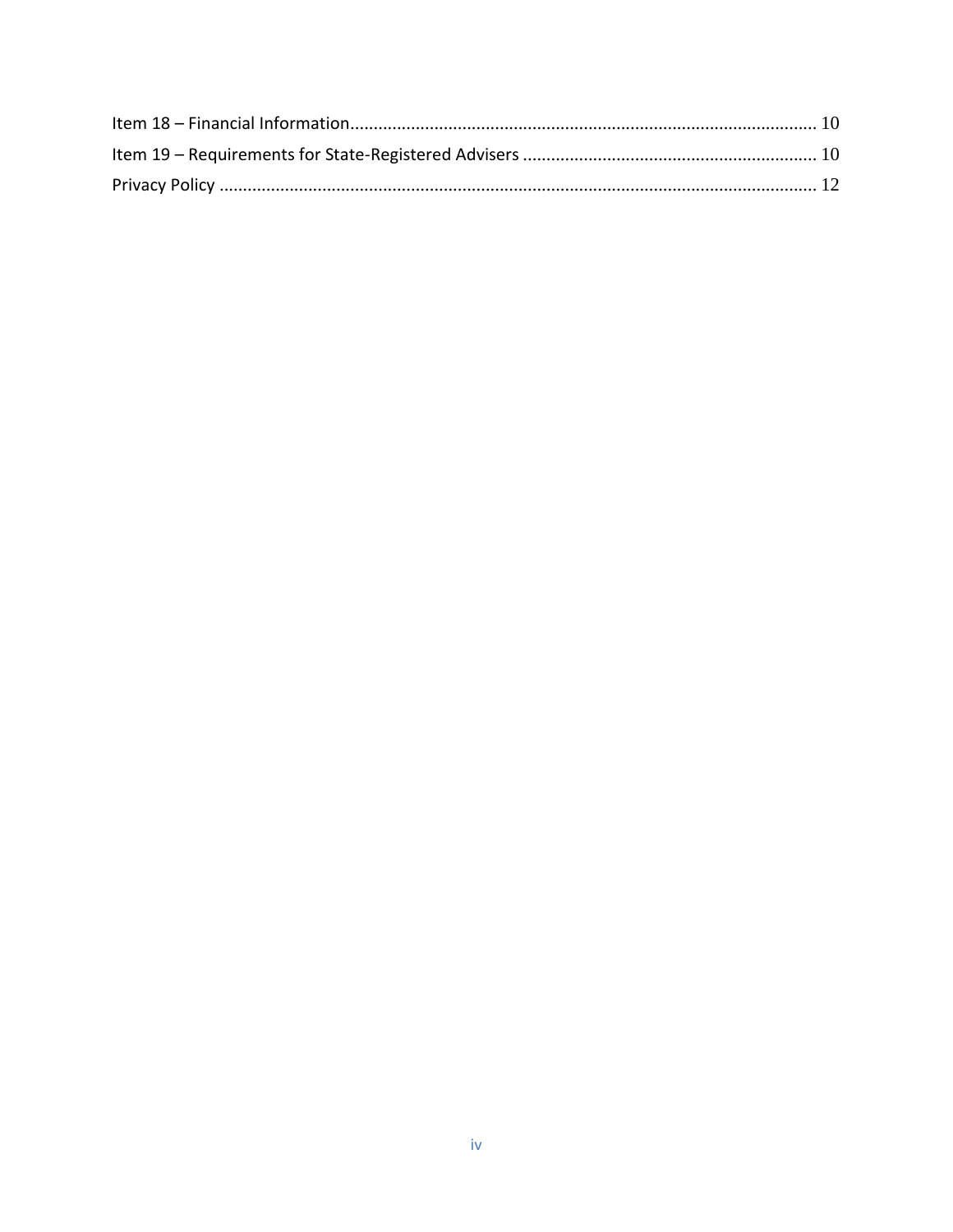Item 18 – Financial Information .................................................................................................. 10

Item 19 – Requirements for State-Registered Advisers ................................................................ 10

Privacy Policy ............................................................................................................................. 12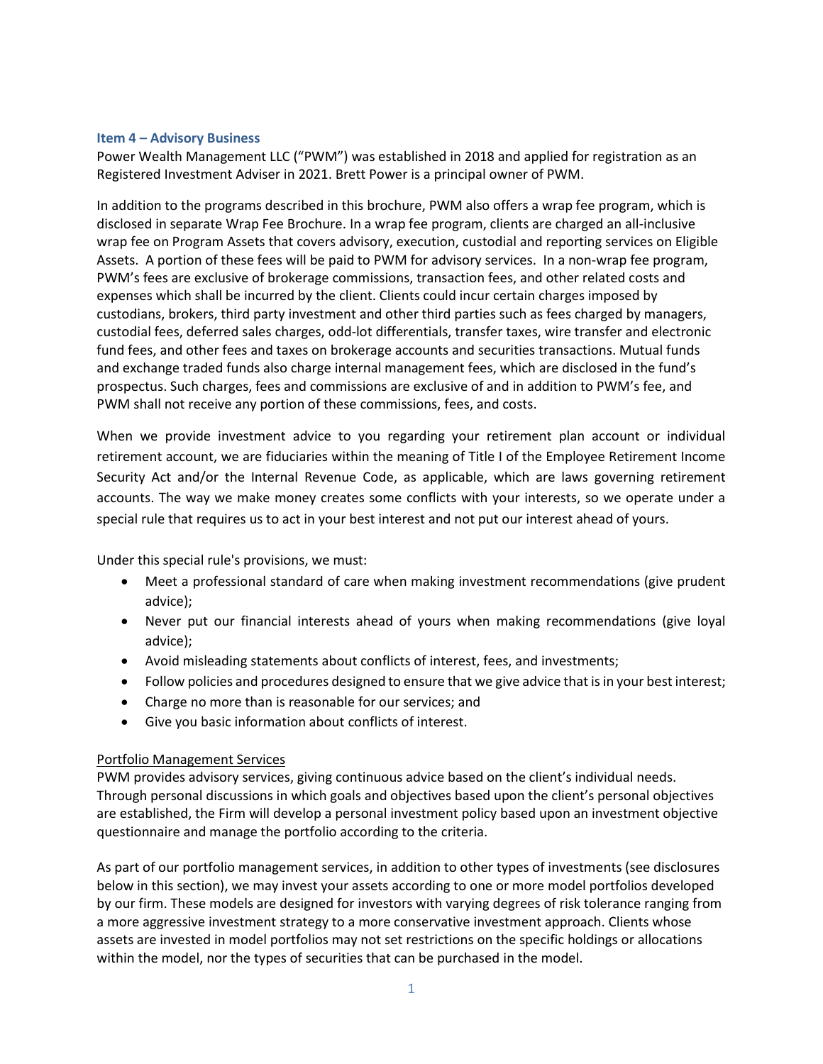## Item 4 – Advisory Business

Power Wealth Management LLC ("PWM") was established in 2018 and applied for registration as an Registered Investment Adviser in 2021. Brett Power is a principal owner of PWM.

In addition to the programs described in this brochure, PWM also offers a wrap fee program, which is disclosed in separate Wrap Fee Brochure. In a wrap fee program, clients are charged an all-inclusive wrap fee on Program Assets that covers advisory, execution, custodial and reporting services on Eligible Assets. A portion of these fees will be paid to PWM for advisory services. In a non-wrap fee program, PWM's fees are exclusive of brokerage commissions, transaction fees, and other related costs and expenses which shall be incurred by the client. Clients could incur certain charges imposed by custodians, brokers, third party investment and other third parties such as fees charged by managers, custodial fees, deferred sales charges, odd-lot differentials, transfer taxes, wire transfer and electronic fund fees, and other fees and taxes on brokerage accounts and securities transactions. Mutual funds and exchange traded funds also charge internal management fees, which are disclosed in the fund's prospectus. Such charges, fees and commissions are exclusive of and in addition to PWM's fee, and PWM shall not receive any portion of these commissions, fees, and costs.

When we provide investment advice to you regarding your retirement plan account or individual retirement account, we are fiduciaries within the meaning of Title I of the Employee Retirement Income Security Act and/or the Internal Revenue Code, as applicable, which are laws governing retirement accounts. The way we make money creates some conflicts with your interests, so we operate under a special rule that requires us to act in your best interest and not put our interest ahead of yours.

Under this special rule's provisions, we must:

- Meet a professional standard of care when making investment recommendations (give prudent advice);
- Never put our financial interests ahead of yours when making recommendations (give loyal advice);
- Avoid misleading statements about conflicts of interest, fees, and investments;
- Follow policies and procedures designed to ensure that we give advice that is in your best interest;
- Charge no more than is reasonable for our services; and
- Give you basic information about conflicts of interest.

### Portfolio Management Services

PWM provides advisory services, giving continuous advice based on the client's individual needs. Through personal discussions in which goals and objectives based upon the client's personal objectives are established, the Firm will develop a personal investment policy based upon an investment objective questionnaire and manage the portfolio according to the criteria.

As part of our portfolio management services, in addition to other types of investments (see disclosures below in this section), we may invest your assets according to one or more model portfolios developed by our firm. These models are designed for investors with varying degrees of risk tolerance ranging from a more aggressive investment strategy to a more conservative investment approach. Clients whose assets are invested in model portfolios may not set restrictions on the specific holdings or allocations within the model, nor the types of securities that can be purchased in the model.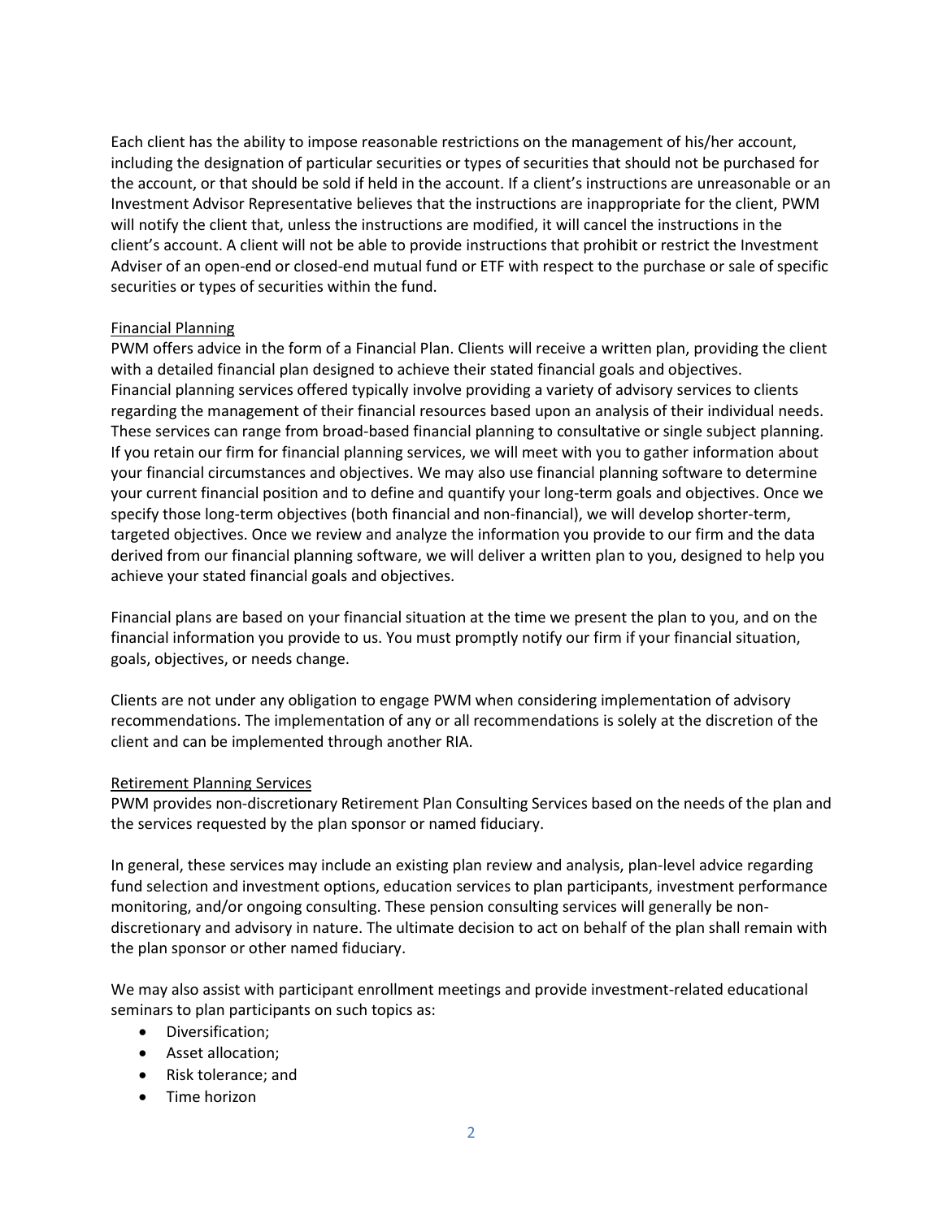Each client has the ability to impose reasonable restrictions on the management of his/her account, including the designation of particular securities or types of securities that should not be purchased for the account, or that should be sold if held in the account. If a client's instructions are unreasonable or an Investment Advisor Representative believes that the instructions are inappropriate for the client, PWM will notify the client that, unless the instructions are modified, it will cancel the instructions in the client's account. A client will not be able to provide instructions that prohibit or restrict the Investment Adviser of an open-end or closed-end mutual fund or ETF with respect to the purchase or sale of specific securities or types of securities within the fund.

### Financial Planning

PWM offers advice in the form of a Financial Plan. Clients will receive a written plan, providing the client with a detailed financial plan designed to achieve their stated financial goals and objectives. Financial planning services offered typically involve providing a variety of advisory services to clients regarding the management of their financial resources based upon an analysis of their individual needs. These services can range from broad-based financial planning to consultative or single subject planning. If you retain our firm for financial planning services, we will meet with you to gather information about your financial circumstances and objectives. We may also use financial planning software to determine your current financial position and to define and quantify your long-term goals and objectives. Once we specify those long-term objectives (both financial and non-financial), we will develop shorter-term, targeted objectives. Once we review and analyze the information you provide to our firm and the data derived from our financial planning software, we will deliver a written plan to you, designed to help you achieve your stated financial goals and objectives.

Financial plans are based on your financial situation at the time we present the plan to you, and on the financial information you provide to us. You must promptly notify our firm if your financial situation, goals, objectives, or needs change.

Clients are not under any obligation to engage PWM when considering implementation of advisory recommendations. The implementation of any or all recommendations is solely at the discretion of the client and can be implemented through another RIA.

### Retirement Planning Services

PWM provides non-discretionary Retirement Plan Consulting Services based on the needs of the plan and the services requested by the plan sponsor or named fiduciary.

In general, these services may include an existing plan review and analysis, plan-level advice regarding fund selection and investment options, education services to plan participants, investment performance monitoring, and/or ongoing consulting. These pension consulting services will generally be non-discretionary and advisory in nature. The ultimate decision to act on behalf of the plan shall remain with the plan sponsor or other named fiduciary.

We may also assist with participant enrollment meetings and provide investment-related educational seminars to plan participants on such topics as:

- Diversification;
- Asset allocation;
- Risk tolerance; and
- Time horizon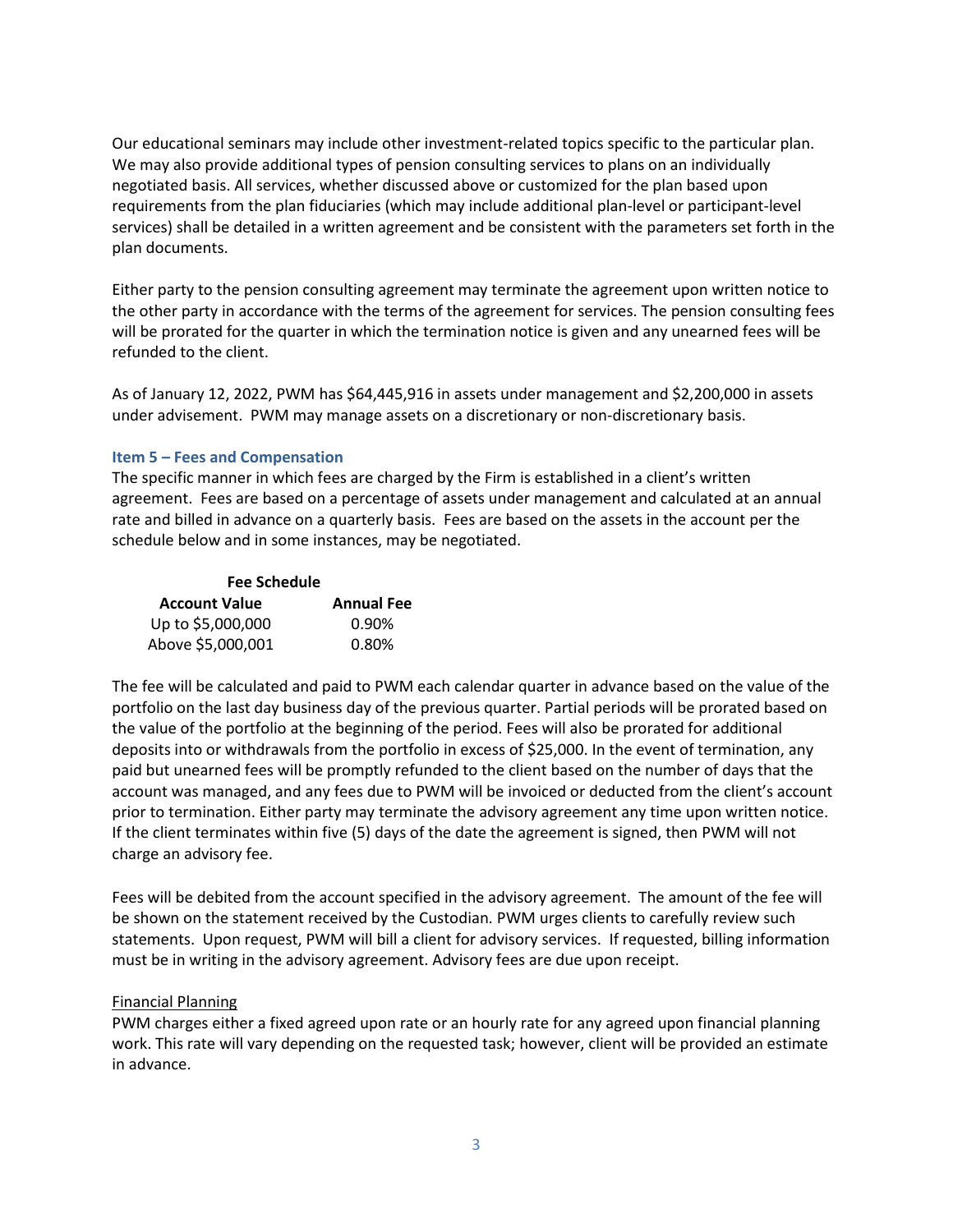Our educational seminars may include other investment-related topics specific to the particular plan. We may also provide additional types of pension consulting services to plans on an individually negotiated basis. All services, whether discussed above or customized for the plan based upon requirements from the plan fiduciaries (which may include additional plan-level or participant-level services) shall be detailed in a written agreement and be consistent with the parameters set forth in the plan documents.

Either party to the pension consulting agreement may terminate the agreement upon written notice to the other party in accordance with the terms of the agreement for services. The pension consulting fees will be prorated for the quarter in which the termination notice is given and any unearned fees will be refunded to the client.

As of January 12, 2022, PWM has $64,445,916 in assets under management and $2,200,000 in assets under advisement. PWM may manage assets on a discretionary or non-discretionary basis.

### Item 5 – Fees and Compensation

The specific manner in which fees are charged by the Firm is established in a client's written agreement. Fees are based on a percentage of assets under management and calculated at an annual rate and billed in advance on a quarterly basis. Fees are based on the assets in the account per the schedule below and in some instances, may be negotiated.

**Fee Schedule**

| Account Value | Annual Fee |
|---|---|
| Up to $5,000,000 | 0.90% |
| Above $5,000,001 | 0.80% |

The fee will be calculated and paid to PWM each calendar quarter in advance based on the value of the portfolio on the last day business day of the previous quarter. Partial periods will be prorated based on the value of the portfolio at the beginning of the period. Fees will also be prorated for additional deposits into or withdrawals from the portfolio in excess of $25,000. In the event of termination, any paid but unearned fees will be promptly refunded to the client based on the number of days that the account was managed, and any fees due to PWM will be invoiced or deducted from the client's account prior to termination. Either party may terminate the advisory agreement any time upon written notice. If the client terminates within five (5) days of the date the agreement is signed, then PWM will not charge an advisory fee.

Fees will be debited from the account specified in the advisory agreement. The amount of the fee will be shown on the statement received by the Custodian. PWM urges clients to carefully review such statements. Upon request, PWM will bill a client for advisory services. If requested, billing information must be in writing in the advisory agreement. Advisory fees are due upon receipt.

<u>Financial Planning</u>

PWM charges either a fixed agreed upon rate or an hourly rate for any agreed upon financial planning work. This rate will vary depending on the requested task; however, client will be provided an estimate in advance.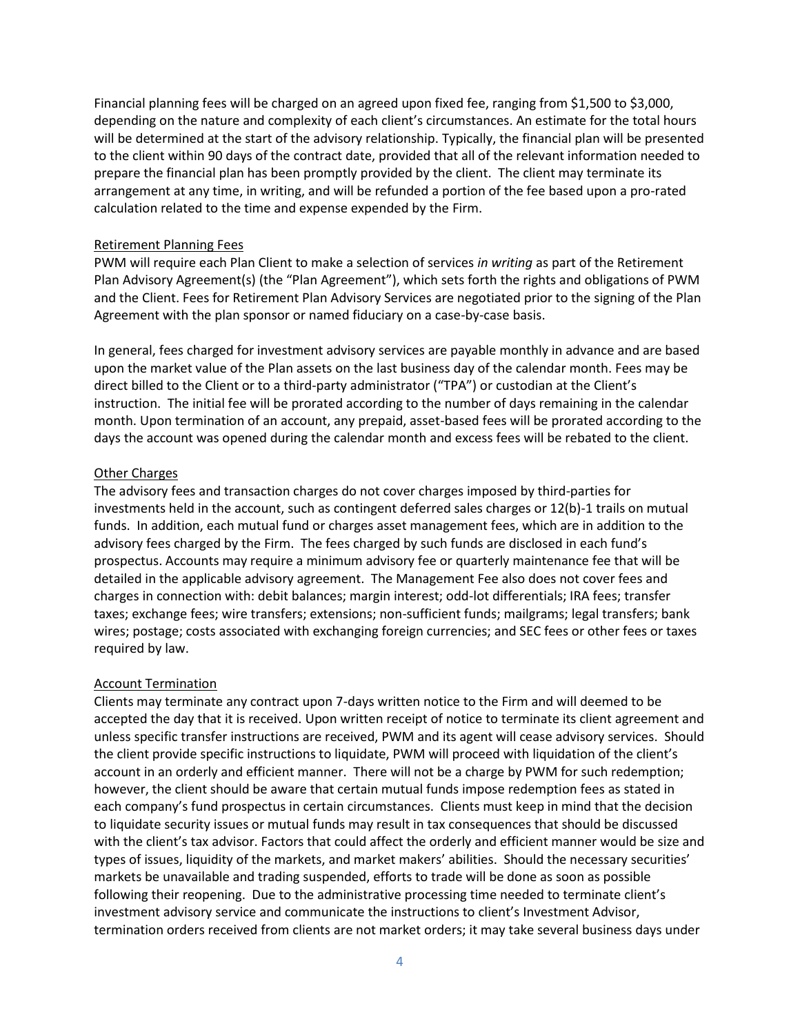Financial planning fees will be charged on an agreed upon fixed fee, ranging from $1,500 to $3,000, depending on the nature and complexity of each client's circumstances. An estimate for the total hours will be determined at the start of the advisory relationship. Typically, the financial plan will be presented to the client within 90 days of the contract date, provided that all of the relevant information needed to prepare the financial plan has been promptly provided by the client. The client may terminate its arrangement at any time, in writing, and will be refunded a portion of the fee based upon a pro-rated calculation related to the time and expense expended by the Firm.

### Retirement Planning Fees

PWM will require each Plan Client to make a selection of services *in writing* as part of the Retirement Plan Advisory Agreement(s) (the "Plan Agreement"), which sets forth the rights and obligations of PWM and the Client. Fees for Retirement Plan Advisory Services are negotiated prior to the signing of the Plan Agreement with the plan sponsor or named fiduciary on a case-by-case basis.

In general, fees charged for investment advisory services are payable monthly in advance and are based upon the market value of the Plan assets on the last business day of the calendar month. Fees may be direct billed to the Client or to a third-party administrator ("TPA") or custodian at the Client's instruction. The initial fee will be prorated according to the number of days remaining in the calendar month. Upon termination of an account, any prepaid, asset-based fees will be prorated according to the days the account was opened during the calendar month and excess fees will be rebated to the client.

### Other Charges

The advisory fees and transaction charges do not cover charges imposed by third-parties for investments held in the account, such as contingent deferred sales charges or 12(b)-1 trails on mutual funds. In addition, each mutual fund or charges asset management fees, which are in addition to the advisory fees charged by the Firm. The fees charged by such funds are disclosed in each fund's prospectus. Accounts may require a minimum advisory fee or quarterly maintenance fee that will be detailed in the applicable advisory agreement. The Management Fee also does not cover fees and charges in connection with: debit balances; margin interest; odd-lot differentials; IRA fees; transfer taxes; exchange fees; wire transfers; extensions; non-sufficient funds; mailgrams; legal transfers; bank wires; postage; costs associated with exchanging foreign currencies; and SEC fees or other fees or taxes required by law.

### Account Termination

Clients may terminate any contract upon 7-days written notice to the Firm and will deemed to be accepted the day that it is received. Upon written receipt of notice to terminate its client agreement and unless specific transfer instructions are received, PWM and its agent will cease advisory services. Should the client provide specific instructions to liquidate, PWM will proceed with liquidation of the client's account in an orderly and efficient manner. There will not be a charge by PWM for such redemption; however, the client should be aware that certain mutual funds impose redemption fees as stated in each company's fund prospectus in certain circumstances. Clients must keep in mind that the decision to liquidate security issues or mutual funds may result in tax consequences that should be discussed with the client's tax advisor. Factors that could affect the orderly and efficient manner would be size and types of issues, liquidity of the markets, and market makers' abilities. Should the necessary securities' markets be unavailable and trading suspended, efforts to trade will be done as soon as possible following their reopening. Due to the administrative processing time needed to terminate client's investment advisory service and communicate the instructions to client's Investment Advisor, termination orders received from clients are not market orders; it may take several business days under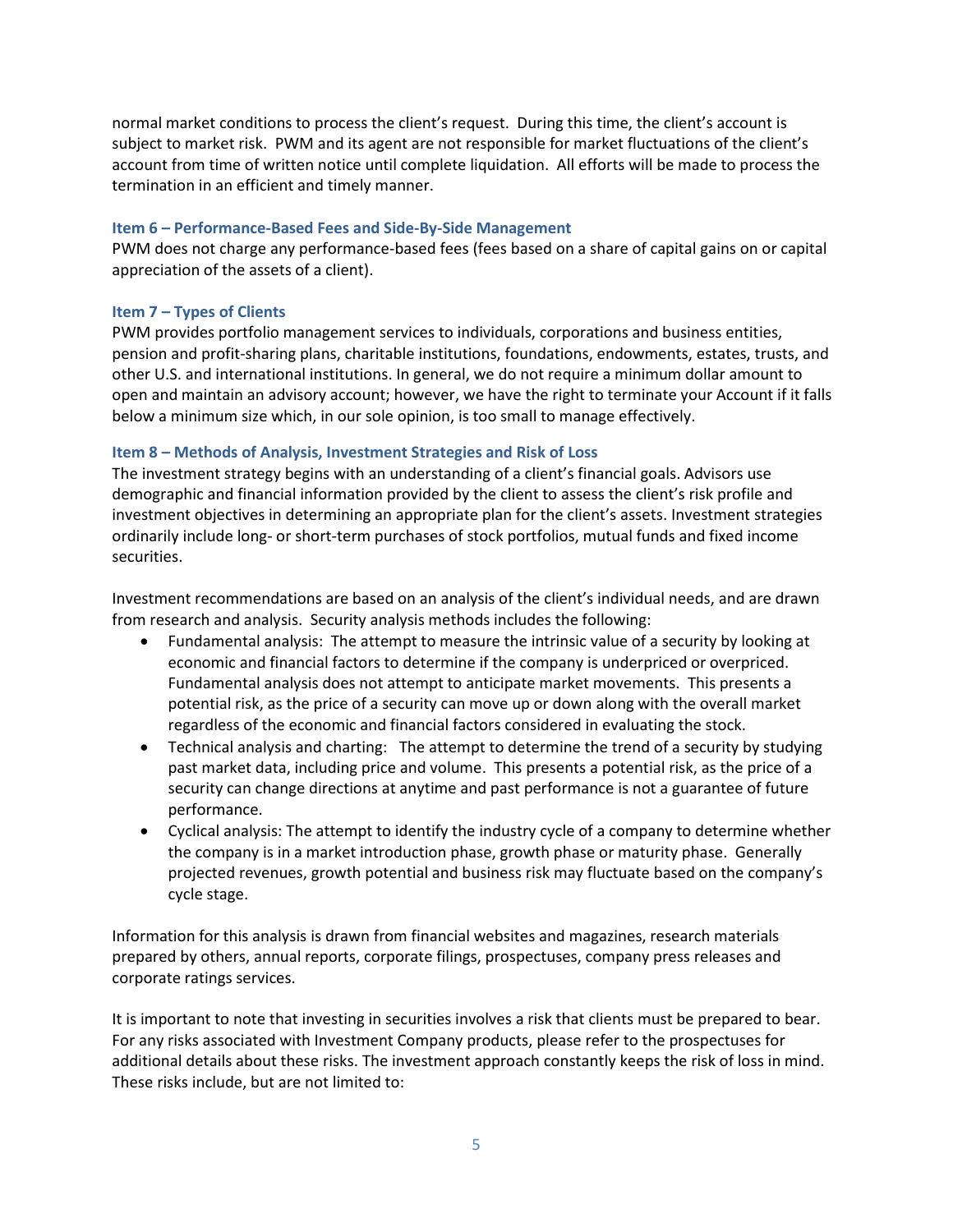normal market conditions to process the client's request. During this time, the client's account is subject to market risk. PWM and its agent are not responsible for market fluctuations of the client's account from time of written notice until complete liquidation. All efforts will be made to process the termination in an efficient and timely manner.

### Item 6 – Performance-Based Fees and Side-By-Side Management

PWM does not charge any performance-based fees (fees based on a share of capital gains on or capital appreciation of the assets of a client).

### Item 7 – Types of Clients

PWM provides portfolio management services to individuals, corporations and business entities, pension and profit-sharing plans, charitable institutions, foundations, endowments, estates, trusts, and other U.S. and international institutions. In general, we do not require a minimum dollar amount to open and maintain an advisory account; however, we have the right to terminate your Account if it falls below a minimum size which, in our sole opinion, is too small to manage effectively.

### Item 8 – Methods of Analysis, Investment Strategies and Risk of Loss

The investment strategy begins with an understanding of a client's financial goals. Advisors use demographic and financial information provided by the client to assess the client's risk profile and investment objectives in determining an appropriate plan for the client's assets. Investment strategies ordinarily include long- or short-term purchases of stock portfolios, mutual funds and fixed income securities.

Investment recommendations are based on an analysis of the client's individual needs, and are drawn from research and analysis. Security analysis methods includes the following:

- Fundamental analysis: The attempt to measure the intrinsic value of a security by looking at economic and financial factors to determine if the company is underpriced or overpriced. Fundamental analysis does not attempt to anticipate market movements. This presents a potential risk, as the price of a security can move up or down along with the overall market regardless of the economic and financial factors considered in evaluating the stock.
- Technical analysis and charting: The attempt to determine the trend of a security by studying past market data, including price and volume. This presents a potential risk, as the price of a security can change directions at anytime and past performance is not a guarantee of future performance.
- Cyclical analysis: The attempt to identify the industry cycle of a company to determine whether the company is in a market introduction phase, growth phase or maturity phase. Generally projected revenues, growth potential and business risk may fluctuate based on the company's cycle stage.

Information for this analysis is drawn from financial websites and magazines, research materials prepared by others, annual reports, corporate filings, prospectuses, company press releases and corporate ratings services.

It is important to note that investing in securities involves a risk that clients must be prepared to bear. For any risks associated with Investment Company products, please refer to the prospectuses for additional details about these risks. The investment approach constantly keeps the risk of loss in mind. These risks include, but are not limited to: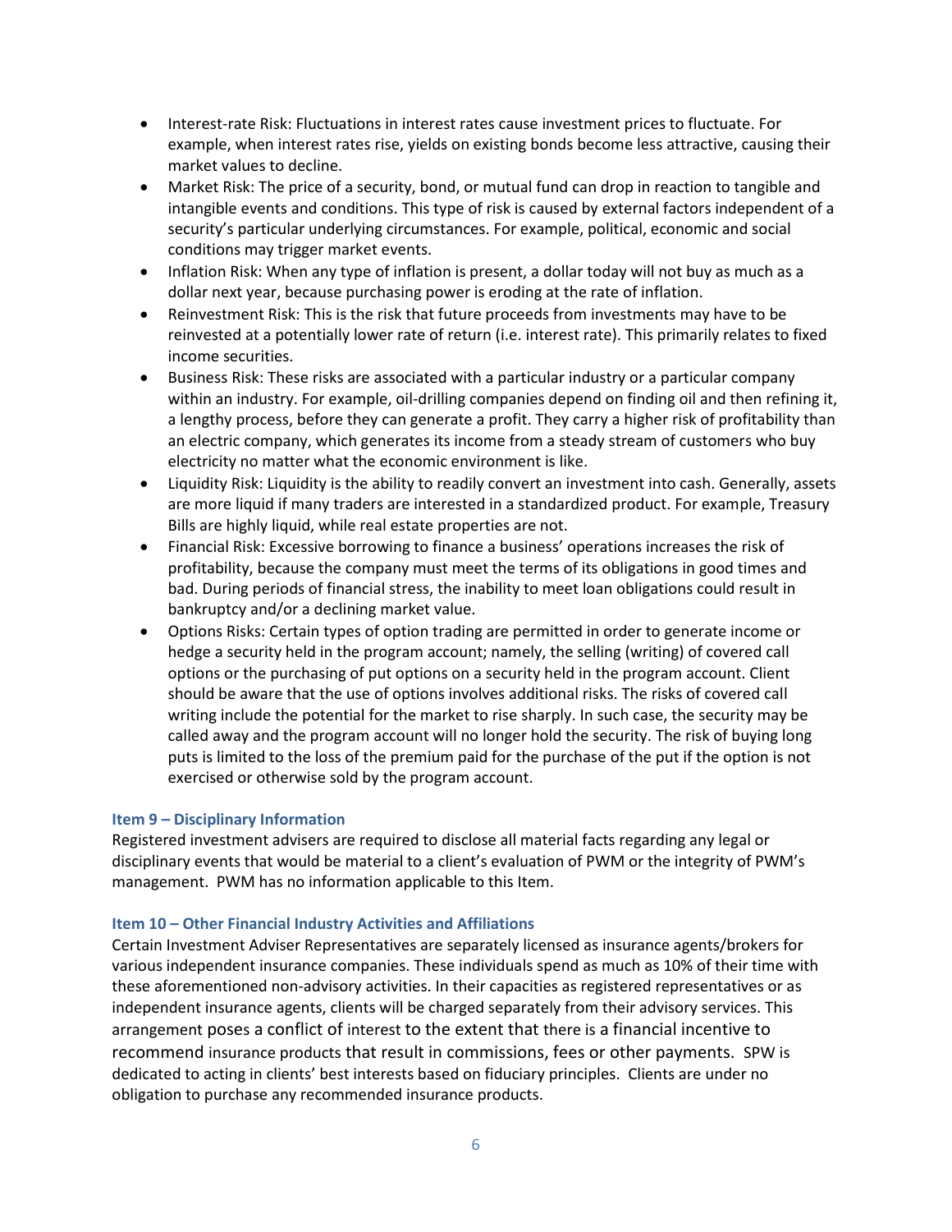- Interest-rate Risk: Fluctuations in interest rates cause investment prices to fluctuate. For example, when interest rates rise, yields on existing bonds become less attractive, causing their market values to decline.
- Market Risk: The price of a security, bond, or mutual fund can drop in reaction to tangible and intangible events and conditions. This type of risk is caused by external factors independent of a security's particular underlying circumstances. For example, political, economic and social conditions may trigger market events.
- Inflation Risk: When any type of inflation is present, a dollar today will not buy as much as a dollar next year, because purchasing power is eroding at the rate of inflation.
- Reinvestment Risk: This is the risk that future proceeds from investments may have to be reinvested at a potentially lower rate of return (i.e. interest rate). This primarily relates to fixed income securities.
- Business Risk: These risks are associated with a particular industry or a particular company within an industry. For example, oil-drilling companies depend on finding oil and then refining it, a lengthy process, before they can generate a profit. They carry a higher risk of profitability than an electric company, which generates its income from a steady stream of customers who buy electricity no matter what the economic environment is like.
- Liquidity Risk: Liquidity is the ability to readily convert an investment into cash. Generally, assets are more liquid if many traders are interested in a standardized product. For example, Treasury Bills are highly liquid, while real estate properties are not.
- Financial Risk: Excessive borrowing to finance a business' operations increases the risk of profitability, because the company must meet the terms of its obligations in good times and bad. During periods of financial stress, the inability to meet loan obligations could result in bankruptcy and/or a declining market value.
- Options Risks: Certain types of option trading are permitted in order to generate income or hedge a security held in the program account; namely, the selling (writing) of covered call options or the purchasing of put options on a security held in the program account. Client should be aware that the use of options involves additional risks. The risks of covered call writing include the potential for the market to rise sharply. In such case, the security may be called away and the program account will no longer hold the security. The risk of buying long puts is limited to the loss of the premium paid for the purchase of the put if the option is not exercised or otherwise sold by the program account.

### Item 9 – Disciplinary Information

Registered investment advisers are required to disclose all material facts regarding any legal or disciplinary events that would be material to a client's evaluation of PWM or the integrity of PWM's management. PWM has no information applicable to this Item.

### Item 10 – Other Financial Industry Activities and Affiliations

Certain Investment Adviser Representatives are separately licensed as insurance agents/brokers for various independent insurance companies. These individuals spend as much as 10% of their time with these aforementioned non-advisory activities. In their capacities as registered representatives or as independent insurance agents, clients will be charged separately from their advisory services. This arrangement poses a conflict of interest to the extent that there is a financial incentive to recommend insurance products that result in commissions, fees or other payments. SPW is dedicated to acting in clients' best interests based on fiduciary principles. Clients are under no obligation to purchase any recommended insurance products.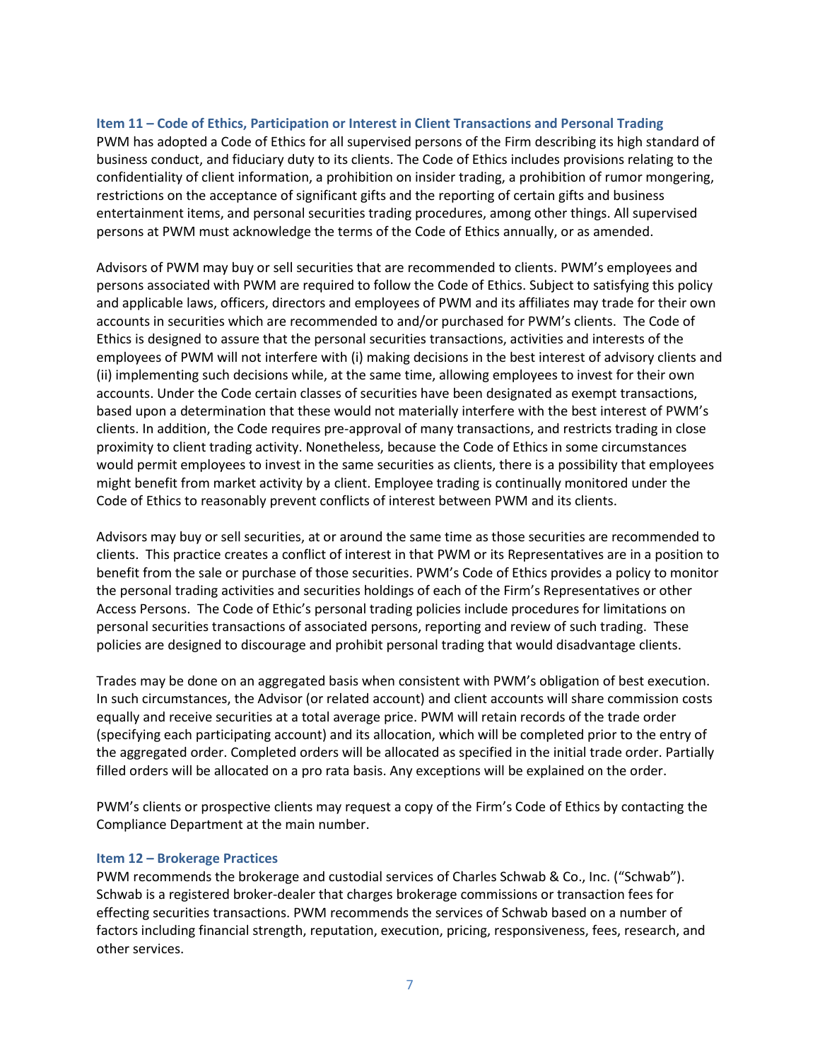## Item 11 – Code of Ethics, Participation or Interest in Client Transactions and Personal Trading

PWM has adopted a Code of Ethics for all supervised persons of the Firm describing its high standard of business conduct, and fiduciary duty to its clients. The Code of Ethics includes provisions relating to the confidentiality of client information, a prohibition on insider trading, a prohibition of rumor mongering, restrictions on the acceptance of significant gifts and the reporting of certain gifts and business entertainment items, and personal securities trading procedures, among other things. All supervised persons at PWM must acknowledge the terms of the Code of Ethics annually, or as amended.

Advisors of PWM may buy or sell securities that are recommended to clients. PWM's employees and persons associated with PWM are required to follow the Code of Ethics. Subject to satisfying this policy and applicable laws, officers, directors and employees of PWM and its affiliates may trade for their own accounts in securities which are recommended to and/or purchased for PWM's clients. The Code of Ethics is designed to assure that the personal securities transactions, activities and interests of the employees of PWM will not interfere with (i) making decisions in the best interest of advisory clients and (ii) implementing such decisions while, at the same time, allowing employees to invest for their own accounts. Under the Code certain classes of securities have been designated as exempt transactions, based upon a determination that these would not materially interfere with the best interest of PWM's clients. In addition, the Code requires pre-approval of many transactions, and restricts trading in close proximity to client trading activity. Nonetheless, because the Code of Ethics in some circumstances would permit employees to invest in the same securities as clients, there is a possibility that employees might benefit from market activity by a client. Employee trading is continually monitored under the Code of Ethics to reasonably prevent conflicts of interest between PWM and its clients.

Advisors may buy or sell securities, at or around the same time as those securities are recommended to clients. This practice creates a conflict of interest in that PWM or its Representatives are in a position to benefit from the sale or purchase of those securities. PWM's Code of Ethics provides a policy to monitor the personal trading activities and securities holdings of each of the Firm's Representatives or other Access Persons. The Code of Ethic's personal trading policies include procedures for limitations on personal securities transactions of associated persons, reporting and review of such trading. These policies are designed to discourage and prohibit personal trading that would disadvantage clients.

Trades may be done on an aggregated basis when consistent with PWM's obligation of best execution. In such circumstances, the Advisor (or related account) and client accounts will share commission costs equally and receive securities at a total average price. PWM will retain records of the trade order (specifying each participating account) and its allocation, which will be completed prior to the entry of the aggregated order. Completed orders will be allocated as specified in the initial trade order. Partially filled orders will be allocated on a pro rata basis. Any exceptions will be explained on the order.

PWM's clients or prospective clients may request a copy of the Firm's Code of Ethics by contacting the Compliance Department at the main number.

## Item 12 – Brokerage Practices

PWM recommends the brokerage and custodial services of Charles Schwab & Co., Inc. ("Schwab"). Schwab is a registered broker-dealer that charges brokerage commissions or transaction fees for effecting securities transactions. PWM recommends the services of Schwab based on a number of factors including financial strength, reputation, execution, pricing, responsiveness, fees, research, and other services.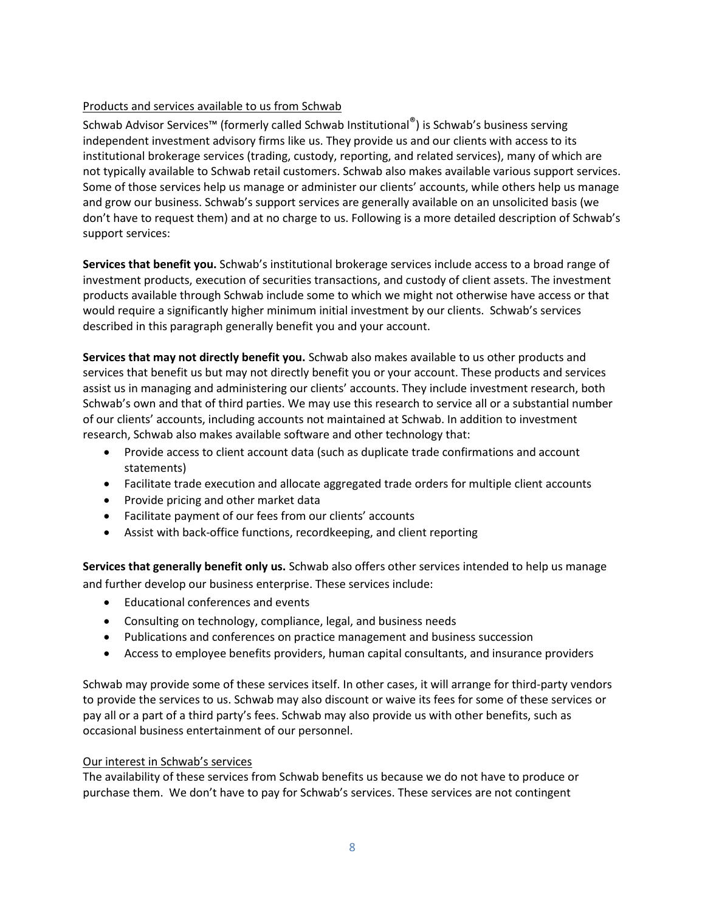Products and services available to us from Schwab

Schwab Advisor Services™ (formerly called Schwab Institutional®) is Schwab's business serving independent investment advisory firms like us. They provide us and our clients with access to its institutional brokerage services (trading, custody, reporting, and related services), many of which are not typically available to Schwab retail customers. Schwab also makes available various support services. Some of those services help us manage or administer our clients' accounts, while others help us manage and grow our business. Schwab's support services are generally available on an unsolicited basis (we don't have to request them) and at no charge to us. Following is a more detailed description of Schwab's support services:

**Services that benefit you.** Schwab's institutional brokerage services include access to a broad range of investment products, execution of securities transactions, and custody of client assets. The investment products available through Schwab include some to which we might not otherwise have access or that would require a significantly higher minimum initial investment by our clients. Schwab's services described in this paragraph generally benefit you and your account.

**Services that may not directly benefit you.** Schwab also makes available to us other products and services that benefit us but may not directly benefit you or your account. These products and services assist us in managing and administering our clients' accounts. They include investment research, both Schwab's own and that of third parties. We may use this research to service all or a substantial number of our clients' accounts, including accounts not maintained at Schwab. In addition to investment research, Schwab also makes available software and other technology that:

- Provide access to client account data (such as duplicate trade confirmations and account statements)
- Facilitate trade execution and allocate aggregated trade orders for multiple client accounts
- Provide pricing and other market data
- Facilitate payment of our fees from our clients' accounts
- Assist with back-office functions, recordkeeping, and client reporting

**Services that generally benefit only us.** Schwab also offers other services intended to help us manage and further develop our business enterprise. These services include:

- Educational conferences and events
- Consulting on technology, compliance, legal, and business needs
- Publications and conferences on practice management and business succession
- Access to employee benefits providers, human capital consultants, and insurance providers

Schwab may provide some of these services itself. In other cases, it will arrange for third-party vendors to provide the services to us. Schwab may also discount or waive its fees for some of these services or pay all or a part of a third party's fees. Schwab may also provide us with other benefits, such as occasional business entertainment of our personnel.

Our interest in Schwab's services

The availability of these services from Schwab benefits us because we do not have to produce or purchase them. We don't have to pay for Schwab's services. These services are not contingent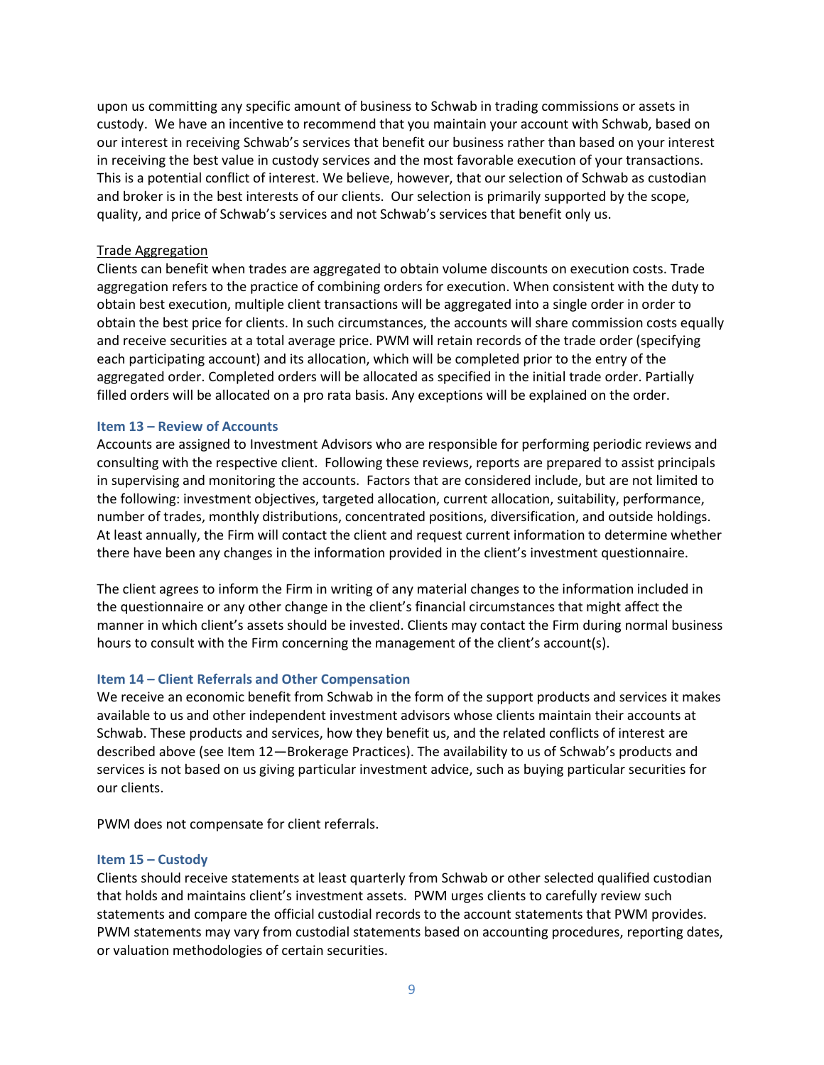upon us committing any specific amount of business to Schwab in trading commissions or assets in custody. We have an incentive to recommend that you maintain your account with Schwab, based on our interest in receiving Schwab's services that benefit our business rather than based on your interest in receiving the best value in custody services and the most favorable execution of your transactions. This is a potential conflict of interest. We believe, however, that our selection of Schwab as custodian and broker is in the best interests of our clients. Our selection is primarily supported by the scope, quality, and price of Schwab's services and not Schwab's services that benefit only us.

Trade Aggregation

Clients can benefit when trades are aggregated to obtain volume discounts on execution costs. Trade aggregation refers to the practice of combining orders for execution. When consistent with the duty to obtain best execution, multiple client transactions will be aggregated into a single order in order to obtain the best price for clients. In such circumstances, the accounts will share commission costs equally and receive securities at a total average price. PWM will retain records of the trade order (specifying each participating account) and its allocation, which will be completed prior to the entry of the aggregated order. Completed orders will be allocated as specified in the initial trade order. Partially filled orders will be allocated on a pro rata basis. Any exceptions will be explained on the order.

## Item 13 – Review of Accounts

Accounts are assigned to Investment Advisors who are responsible for performing periodic reviews and consulting with the respective client. Following these reviews, reports are prepared to assist principals in supervising and monitoring the accounts. Factors that are considered include, but are not limited to the following: investment objectives, targeted allocation, current allocation, suitability, performance, number of trades, monthly distributions, concentrated positions, diversification, and outside holdings. At least annually, the Firm will contact the client and request current information to determine whether there have been any changes in the information provided in the client's investment questionnaire.

The client agrees to inform the Firm in writing of any material changes to the information included in the questionnaire or any other change in the client's financial circumstances that might affect the manner in which client's assets should be invested. Clients may contact the Firm during normal business hours to consult with the Firm concerning the management of the client's account(s).

## Item 14 – Client Referrals and Other Compensation

We receive an economic benefit from Schwab in the form of the support products and services it makes available to us and other independent investment advisors whose clients maintain their accounts at Schwab. These products and services, how they benefit us, and the related conflicts of interest are described above (see Item 12—Brokerage Practices). The availability to us of Schwab's products and services is not based on us giving particular investment advice, such as buying particular securities for our clients.

PWM does not compensate for client referrals.

## Item 15 – Custody

Clients should receive statements at least quarterly from Schwab or other selected qualified custodian that holds and maintains client's investment assets. PWM urges clients to carefully review such statements and compare the official custodial records to the account statements that PWM provides. PWM statements may vary from custodial statements based on accounting procedures, reporting dates, or valuation methodologies of certain securities.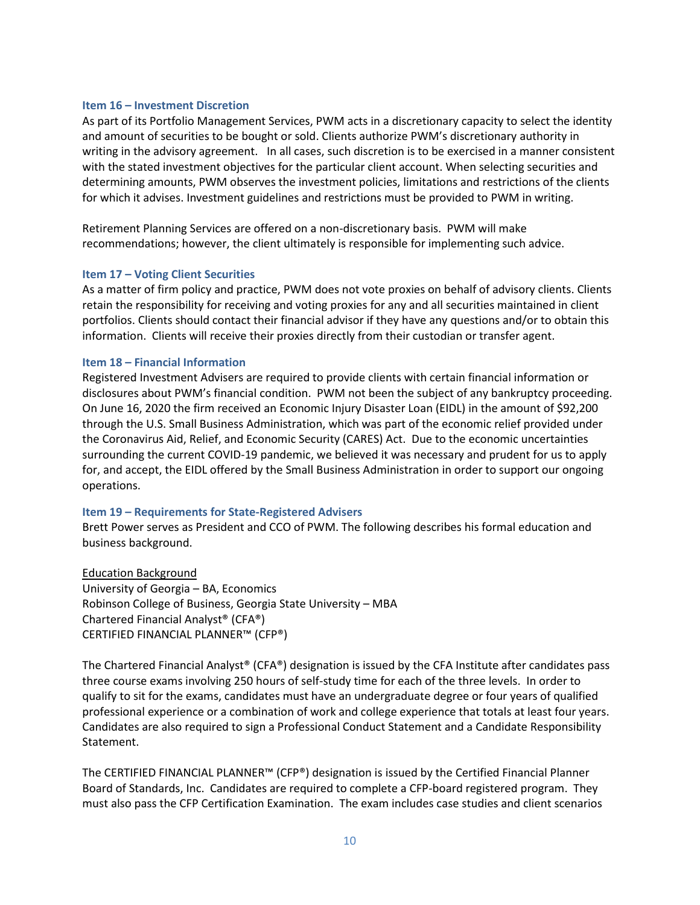### Item 16 – Investment Discretion

As part of its Portfolio Management Services, PWM acts in a discretionary capacity to select the identity and amount of securities to be bought or sold. Clients authorize PWM's discretionary authority in writing in the advisory agreement. In all cases, such discretion is to be exercised in a manner consistent with the stated investment objectives for the particular client account. When selecting securities and determining amounts, PWM observes the investment policies, limitations and restrictions of the clients for which it advises. Investment guidelines and restrictions must be provided to PWM in writing.

Retirement Planning Services are offered on a non-discretionary basis. PWM will make recommendations; however, the client ultimately is responsible for implementing such advice.

### Item 17 – Voting Client Securities

As a matter of firm policy and practice, PWM does not vote proxies on behalf of advisory clients. Clients retain the responsibility for receiving and voting proxies for any and all securities maintained in client portfolios. Clients should contact their financial advisor if they have any questions and/or to obtain this information. Clients will receive their proxies directly from their custodian or transfer agent.

### Item 18 – Financial Information

Registered Investment Advisers are required to provide clients with certain financial information or disclosures about PWM's financial condition. PWM not been the subject of any bankruptcy proceeding. On June 16, 2020 the firm received an Economic Injury Disaster Loan (EIDL) in the amount of $92,200 through the U.S. Small Business Administration, which was part of the economic relief provided under the Coronavirus Aid, Relief, and Economic Security (CARES) Act. Due to the economic uncertainties surrounding the current COVID-19 pandemic, we believed it was necessary and prudent for us to apply for, and accept, the EIDL offered by the Small Business Administration in order to support our ongoing operations.

### Item 19 – Requirements for State-Registered Advisers

Brett Power serves as President and CCO of PWM. The following describes his formal education and business background.

<u>Education Background</u>
University of Georgia – BA, Economics
Robinson College of Business, Georgia State University – MBA
Chartered Financial Analyst® (CFA®)
CERTIFIED FINANCIAL PLANNER™ (CFP®)

The Chartered Financial Analyst® (CFA®) designation is issued by the CFA Institute after candidates pass three course exams involving 250 hours of self-study time for each of the three levels. In order to qualify to sit for the exams, candidates must have an undergraduate degree or four years of qualified professional experience or a combination of work and college experience that totals at least four years. Candidates are also required to sign a Professional Conduct Statement and a Candidate Responsibility Statement.

The CERTIFIED FINANCIAL PLANNER™ (CFP®) designation is issued by the Certified Financial Planner Board of Standards, Inc. Candidates are required to complete a CFP-board registered program. They must also pass the CFP Certification Examination. The exam includes case studies and client scenarios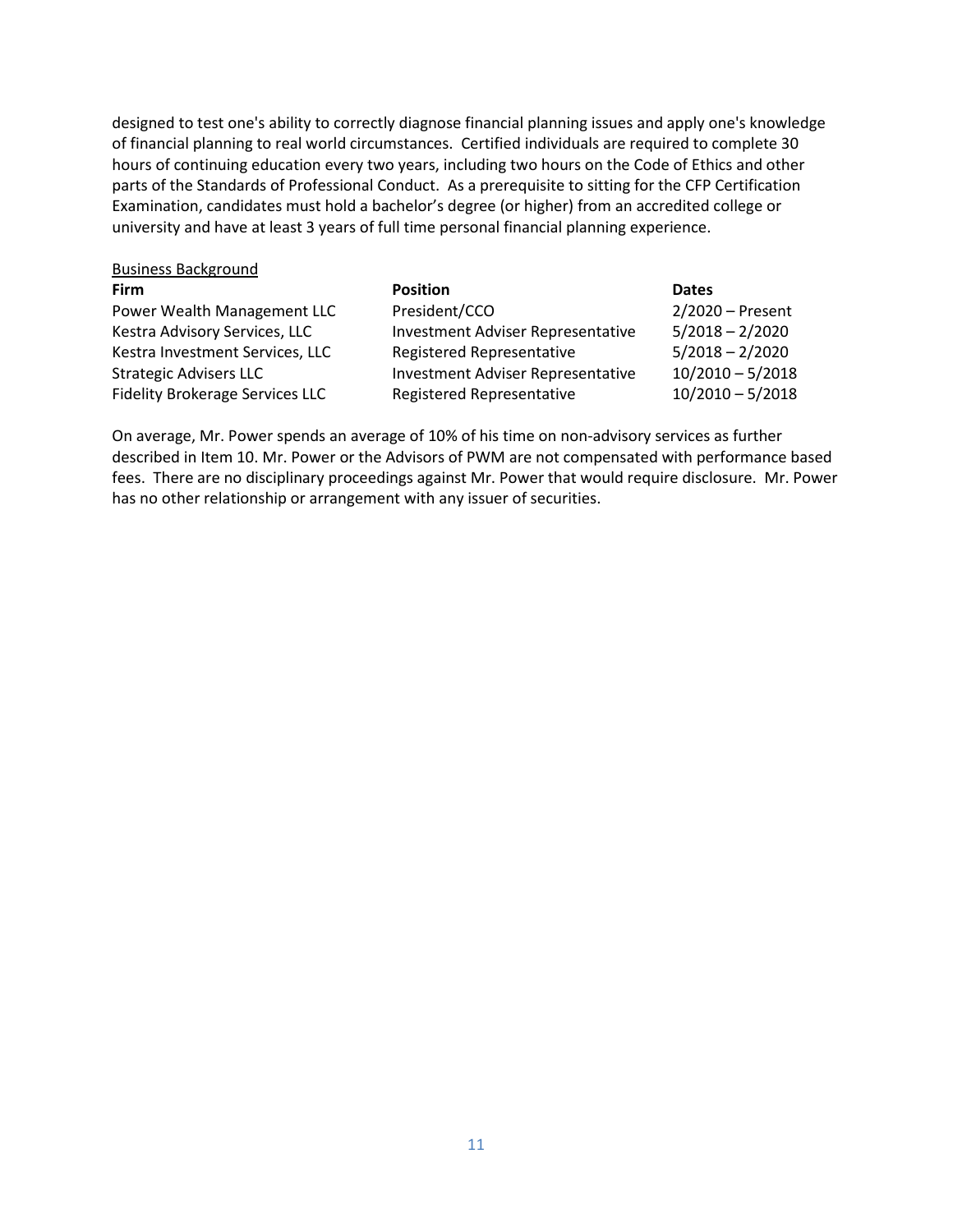designed to test one's ability to correctly diagnose financial planning issues and apply one's knowledge of financial planning to real world circumstances. Certified individuals are required to complete 30 hours of continuing education every two years, including two hours on the Code of Ethics and other parts of the Standards of Professional Conduct. As a prerequisite to sitting for the CFP Certification Examination, candidates must hold a bachelor's degree (or higher) from an accredited college or university and have at least 3 years of full time personal financial planning experience.

<u>Business Background</u>

| Firm | Position | Dates |
|---|---|---|
| Power Wealth Management LLC | President/CCO | 2/2020 – Present |
| Kestra Advisory Services, LLC | Investment Adviser Representative | 5/2018 – 2/2020 |
| Kestra Investment Services, LLC | Registered Representative | 5/2018 – 2/2020 |
| Strategic Advisers LLC | Investment Adviser Representative | 10/2010 – 5/2018 |
| Fidelity Brokerage Services LLC | Registered Representative | 10/2010 – 5/2018 |

On average, Mr. Power spends an average of 10% of his time on non-advisory services as further described in Item 10. Mr. Power or the Advisors of PWM are not compensated with performance based fees. There are no disciplinary proceedings against Mr. Power that would require disclosure. Mr. Power has no other relationship or arrangement with any issuer of securities.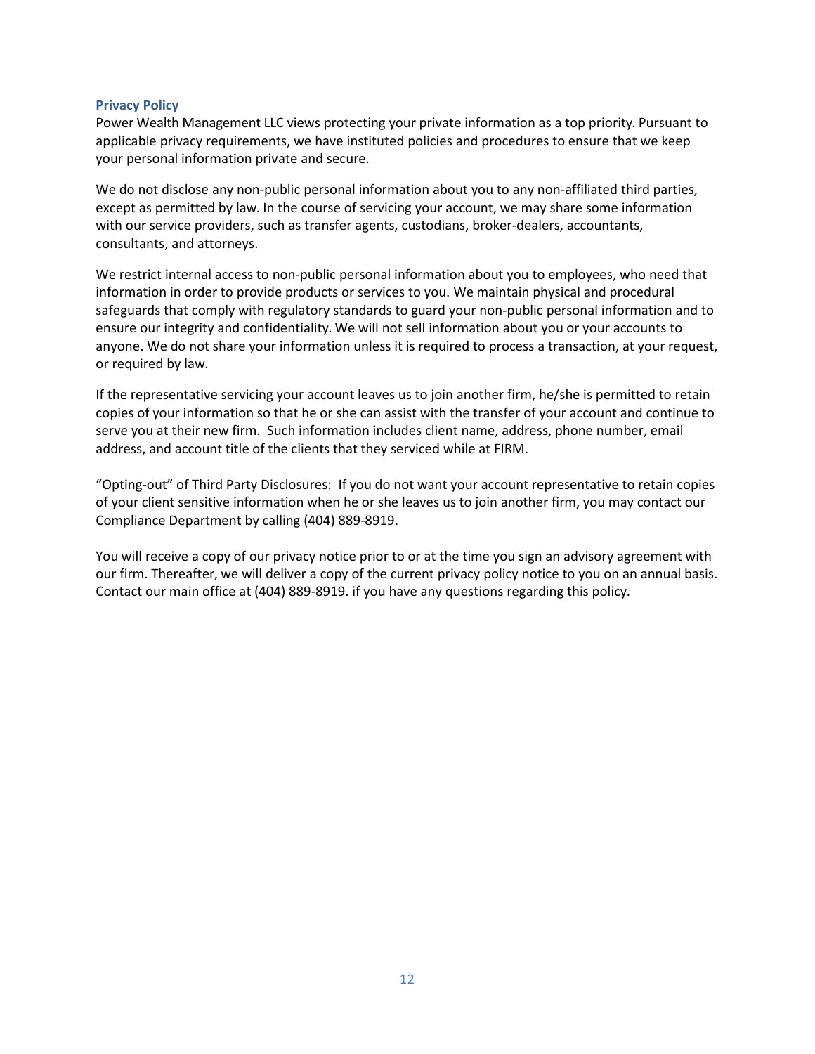### Privacy Policy

Power Wealth Management LLC views protecting your private information as a top priority. Pursuant to applicable privacy requirements, we have instituted policies and procedures to ensure that we keep your personal information private and secure.

We do not disclose any non-public personal information about you to any non-affiliated third parties, except as permitted by law. In the course of servicing your account, we may share some information with our service providers, such as transfer agents, custodians, broker-dealers, accountants, consultants, and attorneys.

We restrict internal access to non-public personal information about you to employees, who need that information in order to provide products or services to you. We maintain physical and procedural safeguards that comply with regulatory standards to guard your non-public personal information and to ensure our integrity and confidentiality. We will not sell information about you or your accounts to anyone. We do not share your information unless it is required to process a transaction, at your request, or required by law.

If the representative servicing your account leaves us to join another firm, he/she is permitted to retain copies of your information so that he or she can assist with the transfer of your account and continue to serve you at their new firm. Such information includes client name, address, phone number, email address, and account title of the clients that they serviced while at FIRM.

“Opting-out” of Third Party Disclosures: If you do not want your account representative to retain copies of your client sensitive information when he or she leaves us to join another firm, you may contact our Compliance Department by calling (404) 889-8919.

You will receive a copy of our privacy notice prior to or at the time you sign an advisory agreement with our firm. Thereafter, we will deliver a copy of the current privacy policy notice to you on an annual basis. Contact our main office at (404) 889-8919. if you have any questions regarding this policy.